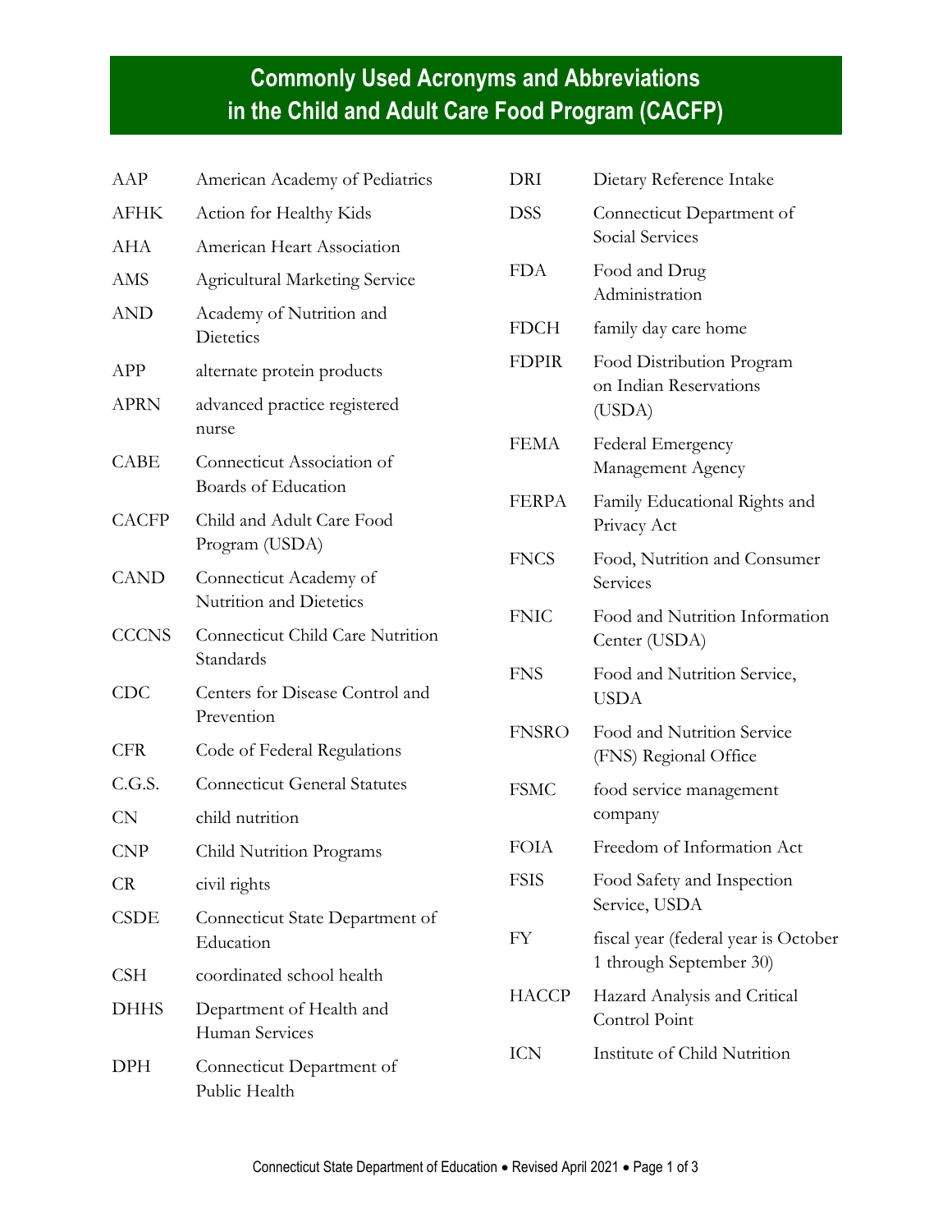# Commonly Used Acronyms and Abbreviations in the Child and Adult Care Food Program (CACFP)

| | |
|---|---|
| AAP | American Academy of Pediatrics |
| AFHK | Action for Healthy Kids |
| AHA | American Heart Association |
| AMS | Agricultural Marketing Service |
| AND | Academy of Nutrition and Dietetics |
| APP | alternate protein products |
| APRN | advanced practice registered nurse |
| CABE | Connecticut Association of Boards of Education |
| CACFP | Child and Adult Care Food Program (USDA) |
| CAND | Connecticut Academy of Nutrition and Dietetics |
| CCCNS | Connecticut Child Care Nutrition Standards |
| CDC | Centers for Disease Control and Prevention |
| CFR | Code of Federal Regulations |
| C.G.S. | Connecticut General Statutes |
| CN | child nutrition |
| CNP | Child Nutrition Programs |
| CR | civil rights |
| CSDE | Connecticut State Department of Education |
| CSH | coordinated school health |
| DHHS | Department of Health and Human Services |
| DPH | Connecticut Department of Public Health |
| DRI | Dietary Reference Intake |
| DSS | Connecticut Department of Social Services |
| FDA | Food and Drug Administration |
| FDCH | family day care home |
| FDPIR | Food Distribution Program on Indian Reservations (USDA) |
| FEMA | Federal Emergency Management Agency |
| FERPA | Family Educational Rights and Privacy Act |
| FNCS | Food, Nutrition and Consumer Services |
| FNIC | Food and Nutrition Information Center (USDA) |
| FNS | Food and Nutrition Service, USDA |
| FNSRO | Food and Nutrition Service (FNS) Regional Office |
| FSMC | food service management company |
| FOIA | Freedom of Information Act |
| FSIS | Food Safety and Inspection Service, USDA |
| FY | fiscal year (federal year is October 1 through September 30) |
| HACCP | Hazard Analysis and Critical Control Point |
| ICN | Institute of Child Nutrition |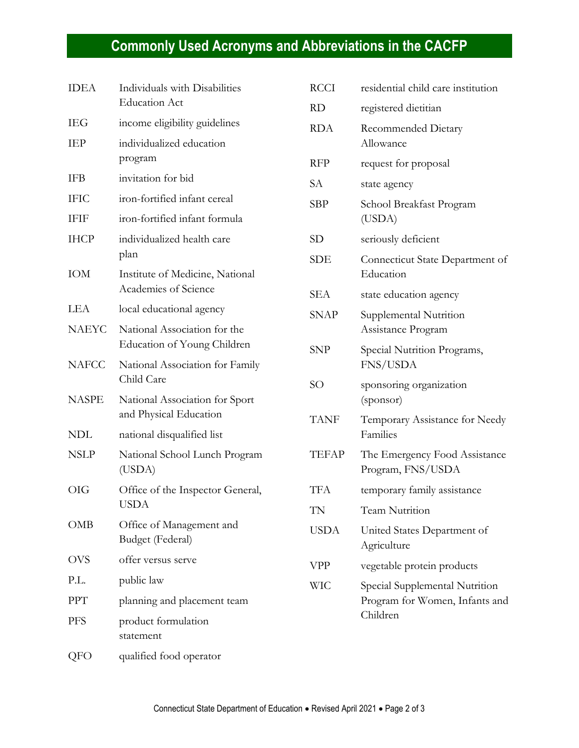## Commonly Used Acronyms and Abbreviations in the CACFP

| Acronym | Meaning |
|---|---|
| IDEA | Individuals with Disabilities Education Act |
| IEG | income eligibility guidelines |
| IEP | individualized education program |
| IFB | invitation for bid |
| IFIC | iron-fortified infant cereal |
| IFIF | iron-fortified infant formula |
| IHCP | individualized health care plan |
| IOM | Institute of Medicine, National Academies of Science |
| LEA | local educational agency |
| NAEYC | National Association for the Education of Young Children |
| NAFCC | National Association for Family Child Care |
| NASPE | National Association for Sport and Physical Education |
| NDL | national disqualified list |
| NSLP | National School Lunch Program (USDA) |
| OIG | Office of the Inspector General, USDA |
| OMB | Office of Management and Budget (Federal) |
| OVS | offer versus serve |
| P.L. | public law |
| PPT | planning and placement team |
| PFS | product formulation statement |
| QFO | qualified food operator |
| RCCI | residential child care institution |
| RD | registered dietitian |
| RDA | Recommended Dietary Allowance |
| RFP | request for proposal |
| SA | state agency |
| SBP | School Breakfast Program (USDA) |
| SD | seriously deficient |
| SDE | Connecticut State Department of Education |
| SEA | state education agency |
| SNAP | Supplemental Nutrition Assistance Program |
| SNP | Special Nutrition Programs, FNS/USDA |
| SO | sponsoring organization (sponsor) |
| TANF | Temporary Assistance for Needy Families |
| TEFAP | The Emergency Food Assistance Program, FNS/USDA |
| TFA | temporary family assistance |
| TN | Team Nutrition |
| USDA | United States Department of Agriculture |
| VPP | vegetable protein products |
| WIC | Special Supplemental Nutrition Program for Women, Infants and Children |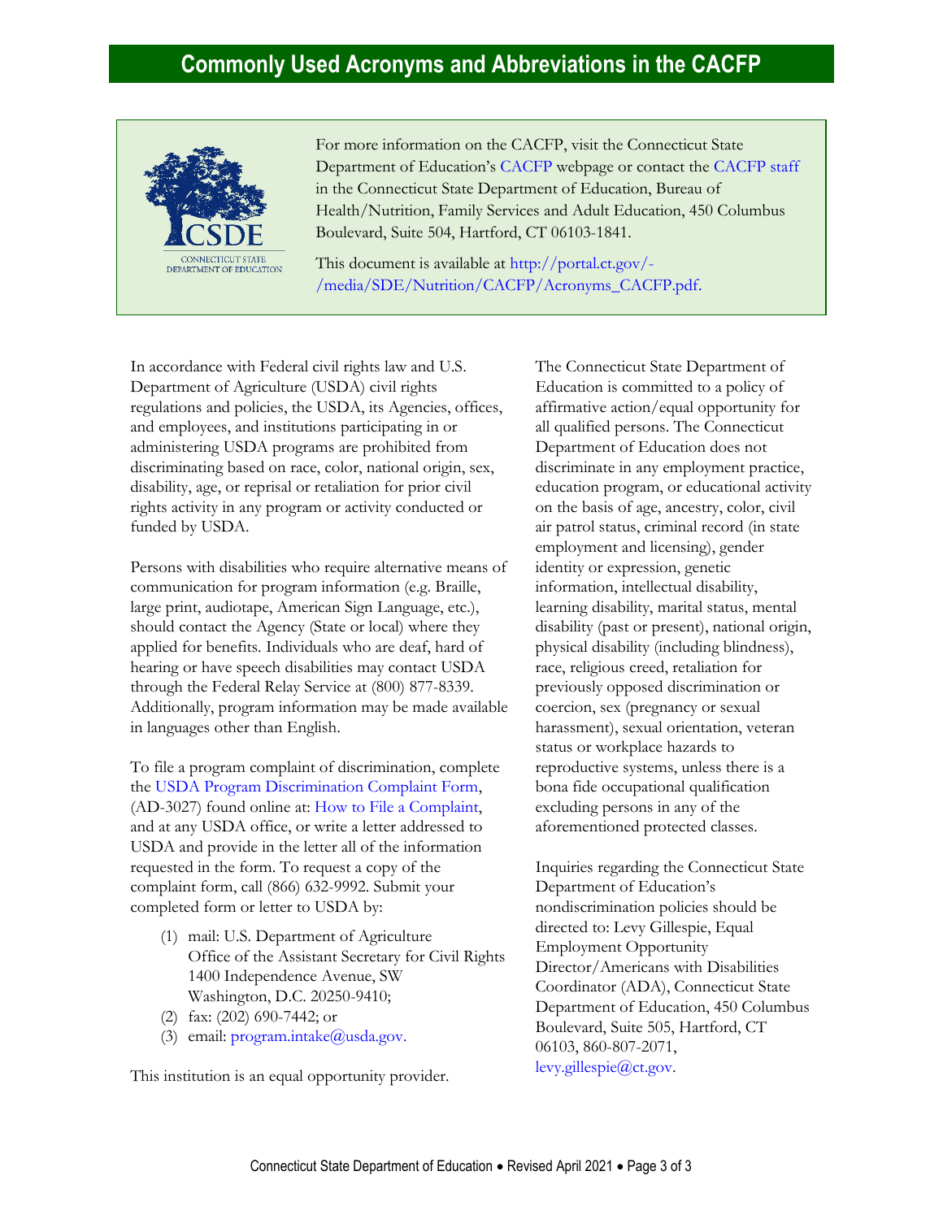## Commonly Used Acronyms and Abbreviations in the CACFP

For more information on the CACFP, visit the Connecticut State Department of Education's CACFP webpage or contact the CACFP staff in the Connecticut State Department of Education, Bureau of Health/Nutrition, Family Services and Adult Education, 450 Columbus Boulevard, Suite 504, Hartford, CT 06103-1841.

This document is available at http://portal.ct.gov/-/media/SDE/Nutrition/CACFP/Acronyms_CACFP.pdf.

In accordance with Federal civil rights law and U.S. Department of Agriculture (USDA) civil rights regulations and policies, the USDA, its Agencies, offices, and employees, and institutions participating in or administering USDA programs are prohibited from discriminating based on race, color, national origin, sex, disability, age, or reprisal or retaliation for prior civil rights activity in any program or activity conducted or funded by USDA.

Persons with disabilities who require alternative means of communication for program information (e.g. Braille, large print, audiotape, American Sign Language, etc.), should contact the Agency (State or local) where they applied for benefits. Individuals who are deaf, hard of hearing or have speech disabilities may contact USDA through the Federal Relay Service at (800) 877-8339. Additionally, program information may be made available in languages other than English.

To file a program complaint of discrimination, complete the USDA Program Discrimination Complaint Form, (AD-3027) found online at: How to File a Complaint, and at any USDA office, or write a letter addressed to USDA and provide in the letter all of the information requested in the form. To request a copy of the complaint form, call (866) 632-9992. Submit your completed form or letter to USDA by:

(1) mail: U.S. Department of Agriculture
Office of the Assistant Secretary for Civil Rights
1400 Independence Avenue, SW
Washington, D.C. 20250-9410;
(2) fax: (202) 690-7442; or
(3) email: program.intake@usda.gov.

This institution is an equal opportunity provider.

The Connecticut State Department of Education is committed to a policy of affirmative action/equal opportunity for all qualified persons. The Connecticut Department of Education does not discriminate in any employment practice, education program, or educational activity on the basis of age, ancestry, color, civil air patrol status, criminal record (in state employment and licensing), gender identity or expression, genetic information, intellectual disability, learning disability, marital status, mental disability (past or present), national origin, physical disability (including blindness), race, religious creed, retaliation for previously opposed discrimination or coercion, sex (pregnancy or sexual harassment), sexual orientation, veteran status or workplace hazards to reproductive systems, unless there is a bona fide occupational qualification excluding persons in any of the aforementioned protected classes.

Inquiries regarding the Connecticut State Department of Education's nondiscrimination policies should be directed to: Levy Gillespie, Equal Employment Opportunity Director/Americans with Disabilities Coordinator (ADA), Connecticut State Department of Education, 450 Columbus Boulevard, Suite 505, Hartford, CT 06103, 860-807-2071, levy.gillespie@ct.gov.